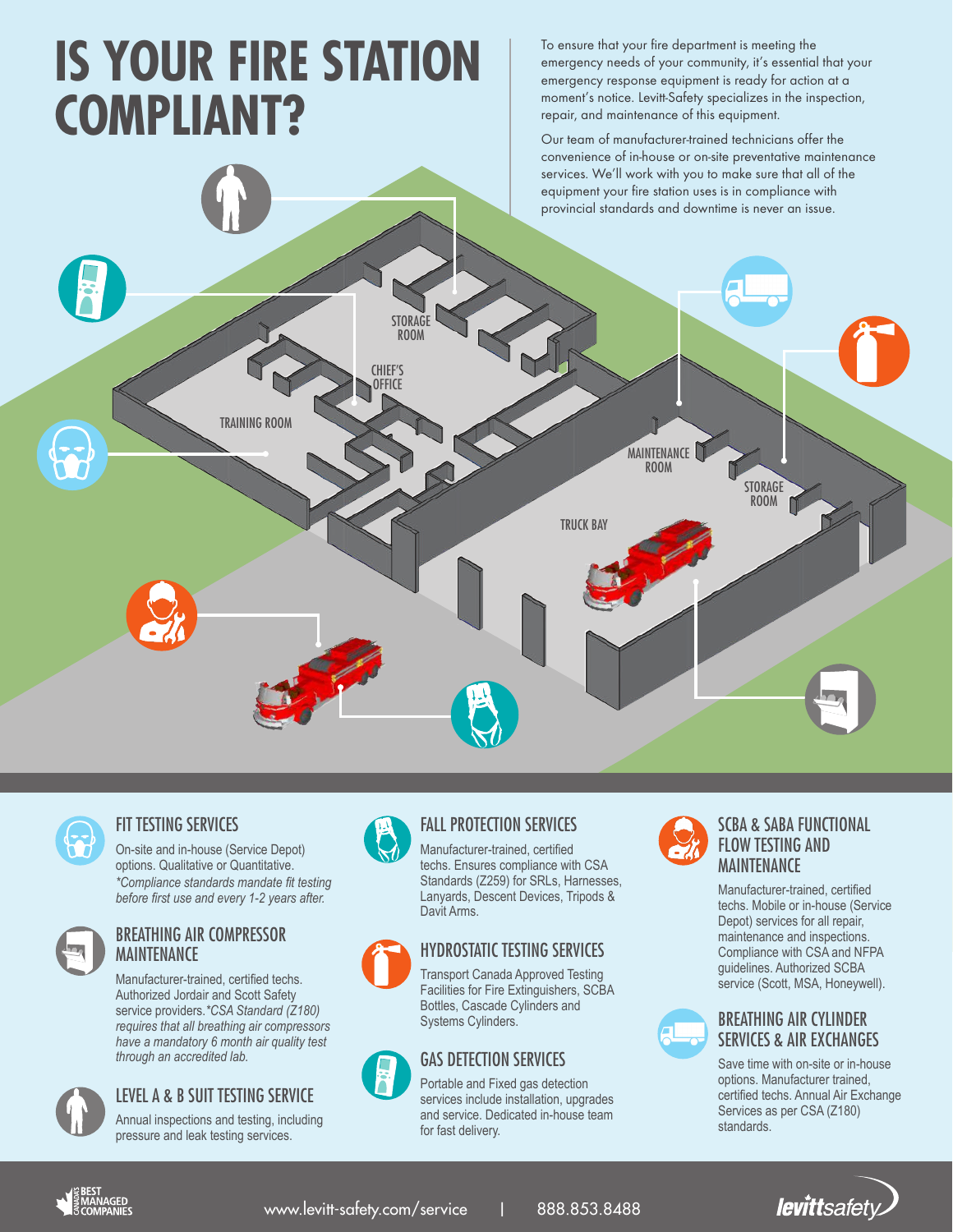# IS YOUR FIRE STATION COMPLIANT?

To ensure that your fire department is meeting the emergency needs of your community, it's essential that your emergency response equipment is ready for action at a moment's notice. Levitt-Safety specializes in the inspection, repair, and maintenance of this equipment.

Our team of manufacturer-trained technicians offer the convenience of in-house or on-site preventative maintenance services. We'll work with you to make sure that all of the equipment your fire station uses is in compliance with provincial standards and downtime is never an issue.

STORAGE ROOM

CHIEF'S OFFICE

TRAINING ROOM

MAINTENANCE ROOM

STORAGE ROOM

TRUCK BAY

## FIT TESTING SERVICES

On-site and in-house (Service Depot) options. Qualitative or Quantitative.
*\*Compliance standards mandate fit testing before first use and every 1-2 years after.*

## BREATHING AIR COMPRESSOR MAINTENANCE

Manufacturer-trained, certified techs. Authorized Jordair and Scott Safety service providers. *\*CSA Standard (Z180) requires that all breathing air compressors have a mandatory 6 month air quality test through an accredited lab.*

## LEVEL A & B SUIT TESTING SERVICE

Annual inspections and testing, including pressure and leak testing services.

## FALL PROTECTION SERVICES

Manufacturer-trained, certified techs. Ensures compliance with CSA Standards (Z259) for SRLs, Harnesses, Lanyards, Descent Devices, Tripods & Davit Arms.

## HYDROSTATIC TESTING SERVICES

Transport Canada Approved Testing Facilities for Fire Extinguishers, SCBA Bottles, Cascade Cylinders and Systems Cylinders.

## GAS DETECTION SERVICES

Portable and Fixed gas detection services include installation, upgrades and service. Dedicated in-house team for fast delivery.

## SCBA & SABA FUNCTIONAL FLOW TESTING AND MAINTENANCE

Manufacturer-trained, certified techs. Mobile or in-house (Service Depot) services for all repair, maintenance and inspections. Compliance with CSA and NFPA guidelines. Authorized SCBA service (Scott, MSA, Honeywell).

## BREATHING AIR CYLINDER SERVICES & AIR EXCHANGES

Save time with on-site or in-house options. Manufacturer trained, certified techs. Annual Air Exchange Services as per CSA (Z180) standards.

CANADA'S BEST MANAGED COMPANIES

www.levitt-safety.com/service | 888.853.8488

levittsafety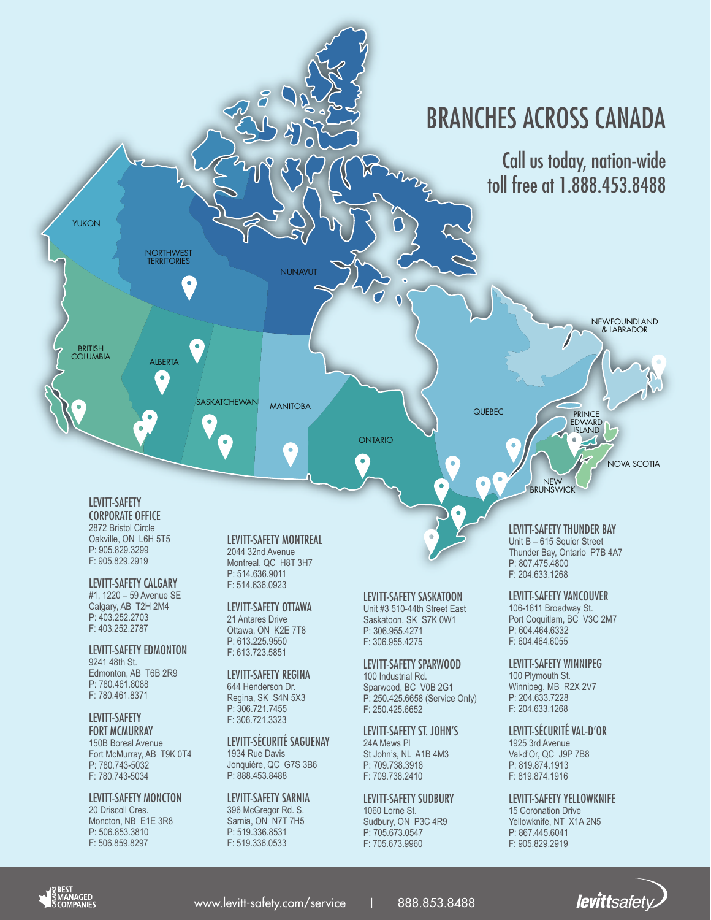# BRANCHES ACROSS CANADA

Call us today, nation-wide toll free at 1.888.453.8488

YUKON
NORTHWEST TERRITORIES
NUNAVUT
BRITISH COLUMBIA
ALBERTA
SASKATCHEWAN
MANITOBA
ONTARIO
QUEBEC
NEWFOUNDLAND & LABRADOR
PRINCE EDWARD ISLAND
NOVA SCOTIA
NEW BRUNSWICK

### LEVITT-SAFETY CORPORATE OFFICE
2872 Bristol Circle
Oakville, ON L6H 5T5
P: 905.829.3299
F: 905.829.2919

### LEVITT-SAFETY CALGARY
#1, 1220 – 59 Avenue SE
Calgary, AB T2H 2M4
P: 403.252.2703
F: 403.252.2787

### LEVITT-SAFETY EDMONTON
9241 48th St.
Edmonton, AB T6B 2R9
P: 780.461.8088
F: 780.461.8371

### LEVITT-SAFETY FORT MCMURRAY
150B Boreal Avenue
Fort McMurray, AB T9K 0T4
P: 780.743-5032
F: 780.743-5034

### LEVITT-SAFETY MONCTON
20 Driscoll Cres.
Moncton, NB E1E 3R8
P: 506.853.3810
F: 506.859.8297

### LEVITT-SAFETY MONTREAL
2044 32nd Avenue
Montreal, QC H8T 3H7
P: 514.636.9011
F: 514.636.0923

### LEVITT-SAFETY OTTAWA
21 Antares Drive
Ottawa, ON K2E 7T8
P: 613.225.9550
F: 613.723.5851

### LEVITT-SAFETY REGINA
644 Henderson Dr.
Regina, SK S4N 5X3
P: 306.721.7455
F: 306.721.3323

### LEVITT-SÉCURITÉ SAGUENAY
1934 Rue Davis
Jonquière, QC G7S 3B6
P: 888.453.8488

### LEVITT-SAFETY SARNIA
396 McGregor Rd. S.
Sarnia, ON N7T 7H5
P: 519.336.8531
F: 519.336.0533

### LEVITT-SAFETY SASKATOON
Unit #3 510-44th Street East
Saskatoon, SK S7K 0W1
P: 306.955.4271
F: 306.955.4275

### LEVITT-SAFETY SPARWOOD
100 Industrial Rd.
Sparwood, BC V0B 2G1
P: 250.425.6658 (Service Only)
F: 250.425.6652

### LEVITT-SAFETY ST. JOHN'S
24A Mews Pl
St John's, NL A1B 4M3
P: 709.738.3918
F: 709.738.2410

### LEVITT-SAFETY SUDBURY
1060 Lorne St.
Sudbury, ON P3C 4R9
P: 705.673.0547
F: 705.673.9960

### LEVITT-SAFETY THUNDER BAY
Unit B – 615 Squier Street
Thunder Bay, Ontario P7B 4A7
P: 807.475.4800
F: 204.633.1268

### LEVITT-SAFETY VANCOUVER
106-1611 Broadway St.
Port Coquitlam, BC V3C 2M7
P: 604.464.6332
F: 604.464.6055

### LEVITT-SAFETY WINNIPEG
100 Plymouth St.
Winnipeg, MB R2X 2V7
P: 204.633.7228
F: 204.633.1268

### LEVITT-SÉCURITÉ VAL-D'OR
1925 3rd Avenue
Val-d'Or, QC J9P 7B8
P: 819.874.1913
F: 819.874.1916

### LEVITT-SAFETY YELLOWKNIFE
15 Coronation Drive
Yellowknife, NT X1A 2N5
P: 867.445.6041
F: 905.829.2919

CANADA'S BEST MANAGED COMPANIES

www.levitt-safety.com/service | 888.853.8488

levittsafety